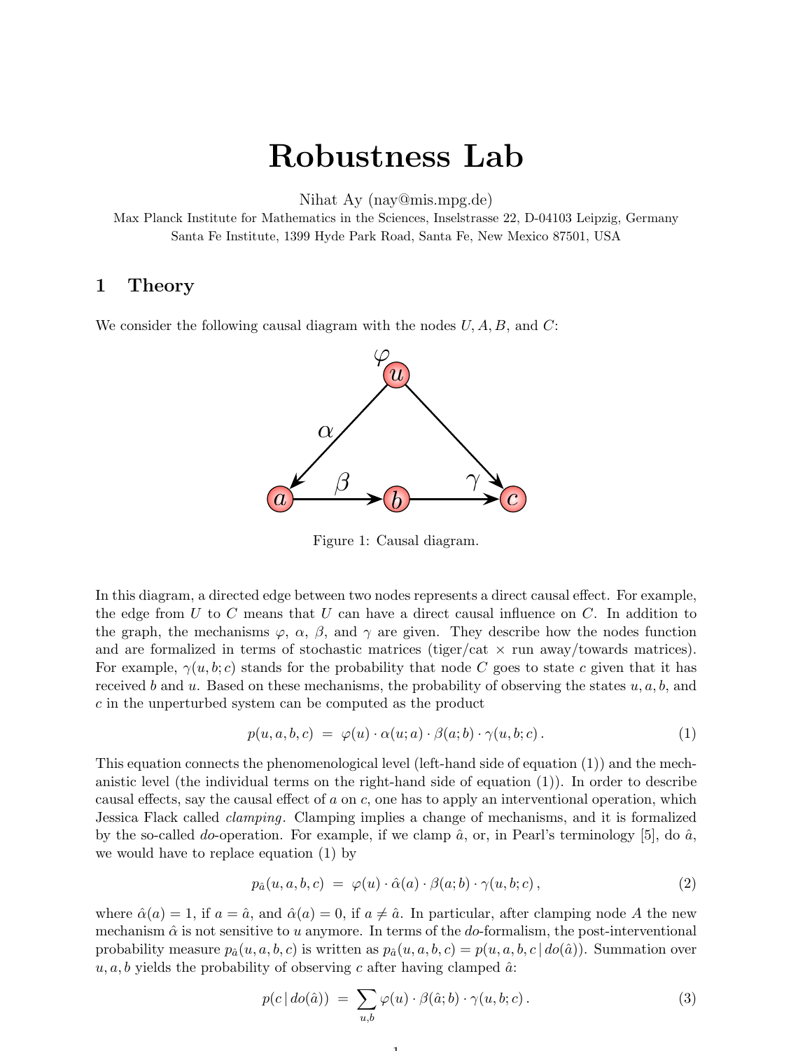# Robustness Lab

Nihat Ay (nay@mis.mpg.de)

Max Planck Institute for Mathematics in the Sciences, Inselstrasse 22, D-04103 Leipzig, Germany
Santa Fe Institute, 1399 Hyde Park Road, Santa Fe, New Mexico 87501, USA

## 1 Theory

We consider the following causal diagram with the nodes $U, A, B$, and $C$:

Figure 1: Causal diagram.

In this diagram, a directed edge between two nodes represents a direct causal effect. For example, the edge from $U$ to $C$ means that $U$ can have a direct causal influence on $C$. In addition to the graph, the mechanisms $\varphi$, $\alpha$, $\beta$, and $\gamma$ are given. They describe how the nodes function and are formalized in terms of stochastic matrices (tiger/cat $\times$ run away/towards matrices). For example, $\gamma(u, b; c)$ stands for the probability that node $C$ goes to state $c$ given that it has received $b$ and $u$. Based on these mechanisms, the probability of observing the states $u, a, b$, and $c$ in the unperturbed system can be computed as the product

$$p(u, a, b, c) \;=\; \varphi(u) \cdot \alpha(u; a) \cdot \beta(a; b) \cdot \gamma(u, b; c)\,. \tag{1}$$

This equation connects the phenomenological level (left-hand side of equation (1)) and the mechanistic level (the individual terms on the right-hand side of equation (1)). In order to describe causal effects, say the causal effect of $a$ on $c$, one has to apply an interventional operation, which Jessica Flack called *clamping*. Clamping implies a change of mechanisms, and it is formalized by the so-called *do*-operation. For example, if we clamp $\hat{a}$, or, in Pearl's terminology [5], do $\hat{a}$, we would have to replace equation (1) by

$$p_{\hat{a}}(u, a, b, c) \;=\; \varphi(u) \cdot \hat{\alpha}(a) \cdot \beta(a; b) \cdot \gamma(u, b; c)\,, \tag{2}$$

where $\hat{\alpha}(a) = 1$, if $a = \hat{a}$, and $\hat{\alpha}(a) = 0$, if $a \neq \hat{a}$. In particular, after clamping node $A$ the new mechanism $\hat{\alpha}$ is not sensitive to $u$ anymore. In terms of the *do*-formalism, the post-interventional probability measure $p_{\hat{a}}(u, a, b, c)$ is written as $p_{\hat{a}}(u, a, b, c) = p(u, a, b, c \,|\, do(\hat{a}))$. Summation over $u, a, b$ yields the probability of observing $c$ after having clamped $\hat{a}$:

$$p(c \,|\, do(\hat{a})) \;=\; \sum_{u,b} \varphi(u) \cdot \beta(\hat{a}; b) \cdot \gamma(u, b; c)\,. \tag{3}$$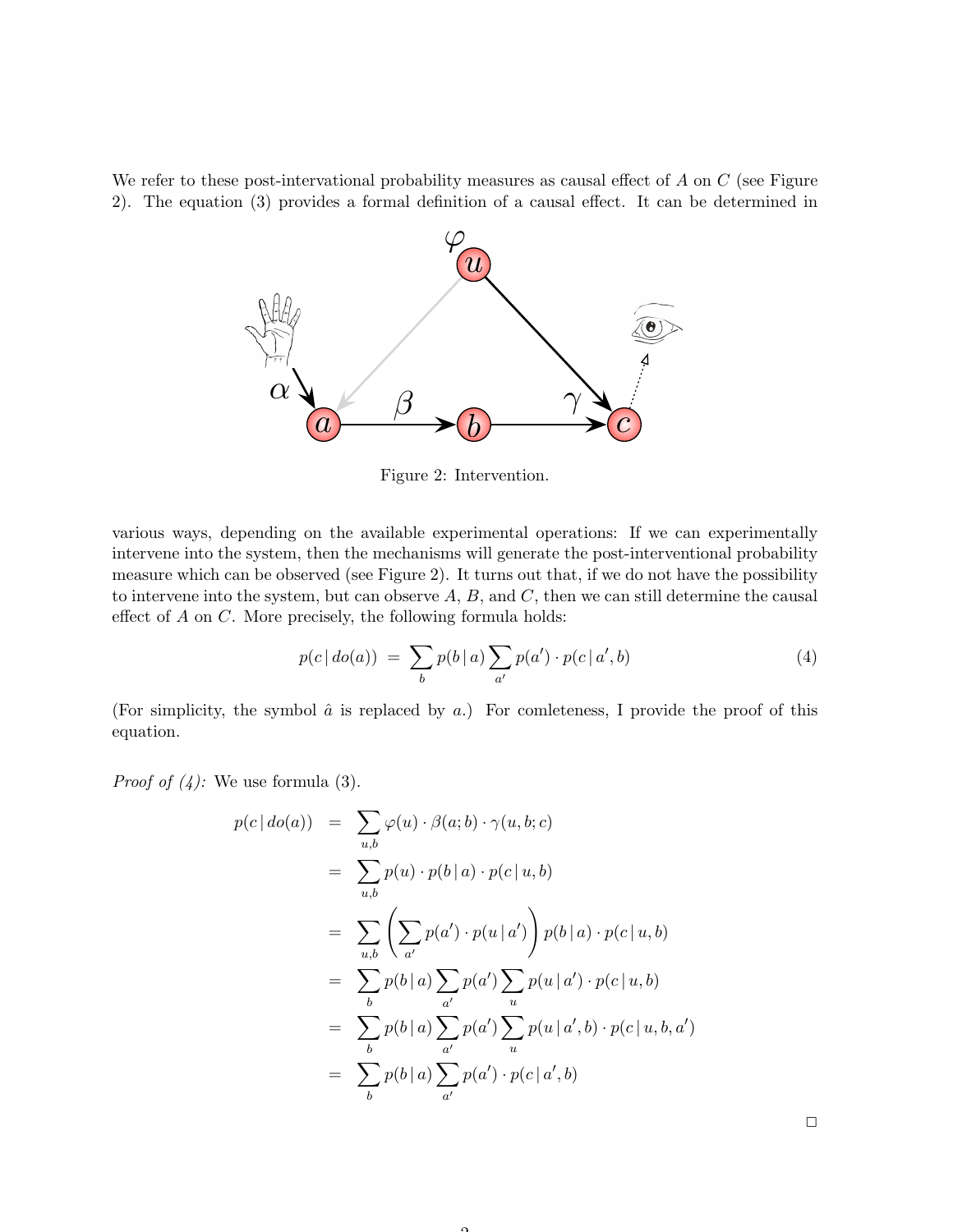We refer to these post-intervational probability measures as causal effect of $A$ on $C$ (see Figure 2). The equation (3) provides a formal definition of a causal effect. It can be determined in

Figure 2: Intervention.

various ways, depending on the available experimental operations: If we can experimentally intervene into the system, then the mechanisms will generate the post-interventional probability measure which can be observed (see Figure 2). It turns out that, if we do not have the possibility to intervene into the system, but can observe $A$, $B$, and $C$, then we can still determine the causal effect of $A$ on $C$. More precisely, the following formula holds:

$$p(c \,|\, do(a)) \;=\; \sum_b p(b \,|\, a) \sum_{a'} p(a') \cdot p(c \,|\, a', b) \tag{4}$$

(For simplicity, the symbol $\hat{a}$ is replaced by $a$.) For comleteness, I provide the proof of this equation.

*Proof of (4):* We use formula (3).

$$\begin{aligned}
p(c \,|\, do(a)) &= \sum_{u,b} \varphi(u) \cdot \beta(a; b) \cdot \gamma(u, b; c) \\
&= \sum_{u,b} p(u) \cdot p(b \,|\, a) \cdot p(c \,|\, u, b) \\
&= \sum_{u,b} \left( \sum_{a'} p(a') \cdot p(u \,|\, a') \right) p(b \,|\, a) \cdot p(c \,|\, u, b) \\
&= \sum_b p(b \,|\, a) \sum_{a'} p(a') \sum_u p(u \,|\, a') \cdot p(c \,|\, u, b) \\
&= \sum_b p(b \,|\, a) \sum_{a'} p(a') \sum_u p(u \,|\, a', b) \cdot p(c \,|\, u, b, a') \\
&= \sum_b p(b \,|\, a) \sum_{a'} p(a') \cdot p(c \,|\, a', b)
\end{aligned}$$

□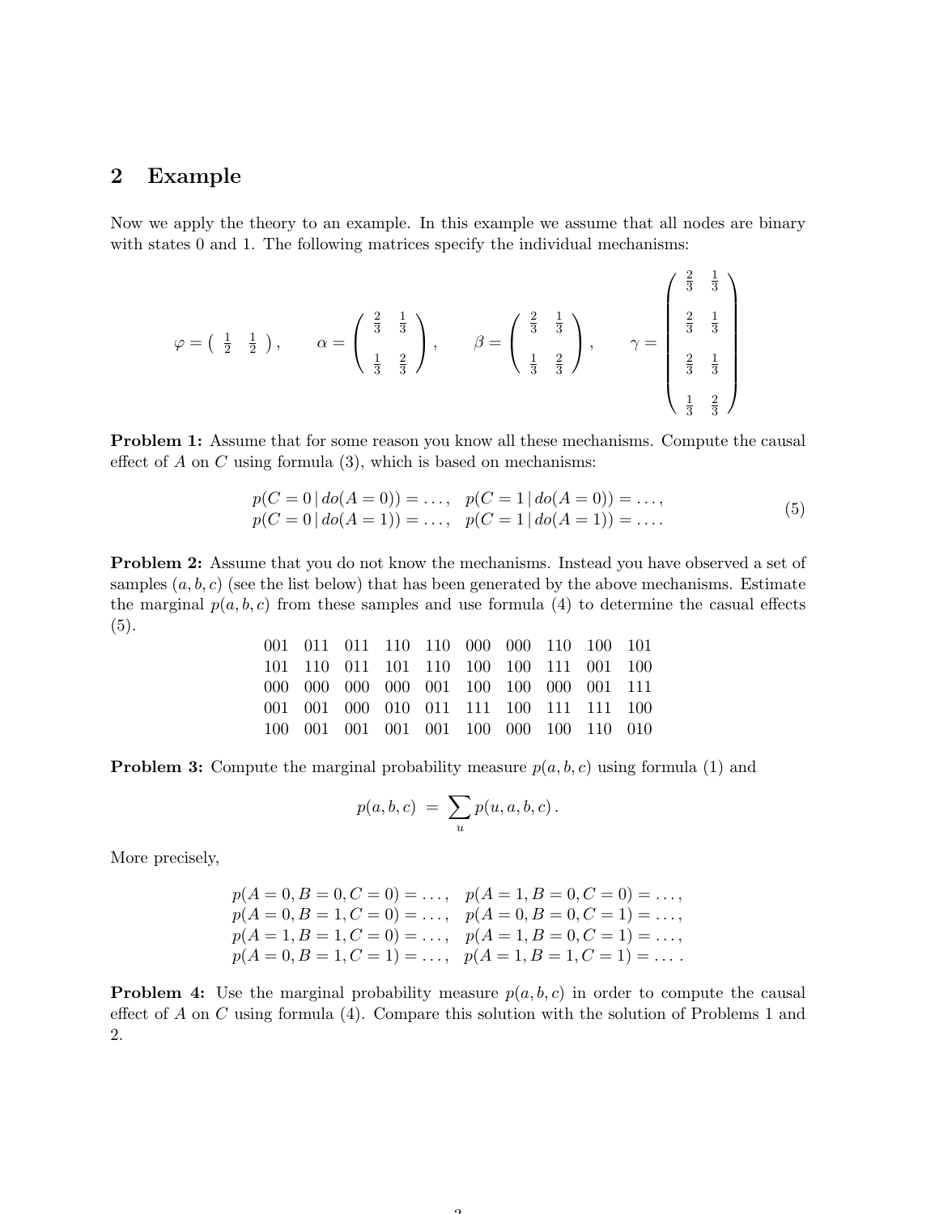## 2 Example

Now we apply the theory to an example. In this example we assume that all nodes are binary with states 0 and 1. The following matrices specify the individual mechanisms:

$$
\varphi = \begin{pmatrix} \frac{1}{2} & \frac{1}{2} \end{pmatrix}, \qquad \alpha = \begin{pmatrix} \frac{2}{3} & \frac{1}{3} \\ \frac{1}{3} & \frac{2}{3} \end{pmatrix}, \qquad \beta = \begin{pmatrix} \frac{2}{3} & \frac{1}{3} \\ \frac{1}{3} & \frac{2}{3} \end{pmatrix}, \qquad \gamma = \begin{pmatrix} \frac{2}{3} & \frac{1}{3} \\ \frac{2}{3} & \frac{1}{3} \\ \frac{2}{3} & \frac{1}{3} \\ \frac{1}{3} & \frac{2}{3} \end{pmatrix}
$$

**Problem 1:** Assume that for some reason you know all these mechanisms. Compute the causal effect of $A$ on $C$ using formula (3), which is based on mechanisms:

$$
\begin{aligned}
p(C = 0 \,|\, do(A = 0)) &= \ldots, \quad p(C = 1 \,|\, do(A = 0)) = \ldots, \\
p(C = 0 \,|\, do(A = 1)) &= \ldots, \quad p(C = 1 \,|\, do(A = 1)) = \ldots.
\end{aligned} \tag{5}
$$

**Problem 2:** Assume that you do not know the mechanisms. Instead you have observed a set of samples $(a, b, c)$ (see the list below) that has been generated by the above mechanisms. Estimate the marginal $p(a, b, c)$ from these samples and use formula (4) to determine the casual effects (5).

```
001 011 011 110 110 000 000 110 100 101
101 110 011 101 110 100 100 111 001 100
000 000 000 000 001 100 100 000 001 111
001 001 000 010 011 111 100 111 111 100
100 001 001 001 001 100 000 100 110 010
```

**Problem 3:** Compute the marginal probability measure $p(a, b, c)$ using formula (1) and

$$
p(a, b, c) \;=\; \sum_u p(u, a, b, c)\,.
$$

More precisely,

$$
\begin{aligned}
p(A = 0, B = 0, C = 0) &= \ldots, \quad p(A = 1, B = 0, C = 0) = \ldots, \\
p(A = 0, B = 1, C = 0) &= \ldots, \quad p(A = 0, B = 0, C = 1) = \ldots, \\
p(A = 1, B = 1, C = 0) &= \ldots, \quad p(A = 1, B = 0, C = 1) = \ldots, \\
p(A = 0, B = 1, C = 1) &= \ldots, \quad p(A = 1, B = 1, C = 1) = \ldots.
\end{aligned}
$$

**Problem 4:** Use the marginal probability measure $p(a, b, c)$ in order to compute the causal effect of $A$ on $C$ using formula (4). Compare this solution with the solution of Problems 1 and 2.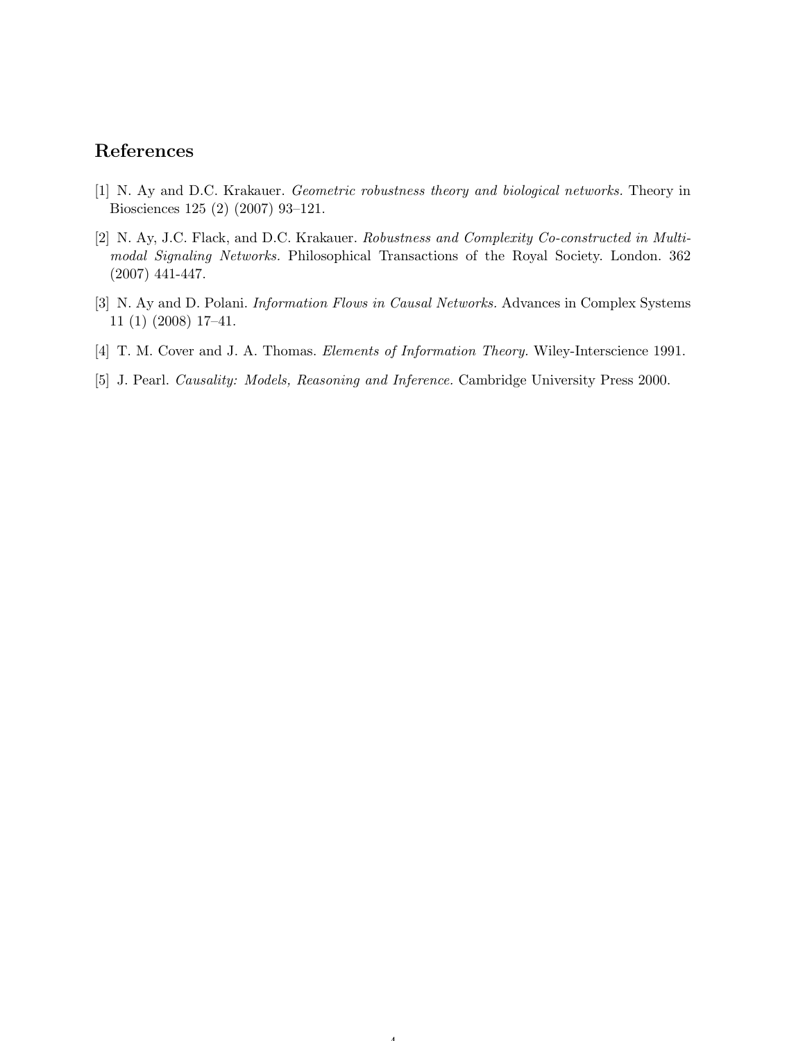## References

[1] N. Ay and D.C. Krakauer. *Geometric robustness theory and biological networks.* Theory in Biosciences 125 (2) (2007) 93–121.

[2] N. Ay, J.C. Flack, and D.C. Krakauer. *Robustness and Complexity Co-constructed in Multimodal Signaling Networks.* Philosophical Transactions of the Royal Society. London. 362 (2007) 441-447.

[3] N. Ay and D. Polani. *Information Flows in Causal Networks.* Advances in Complex Systems 11 (1) (2008) 17–41.

[4] T. M. Cover and J. A. Thomas. *Elements of Information Theory.* Wiley-Interscience 1991.

[5] J. Pearl. *Causality: Models, Reasoning and Inference.* Cambridge University Press 2000.